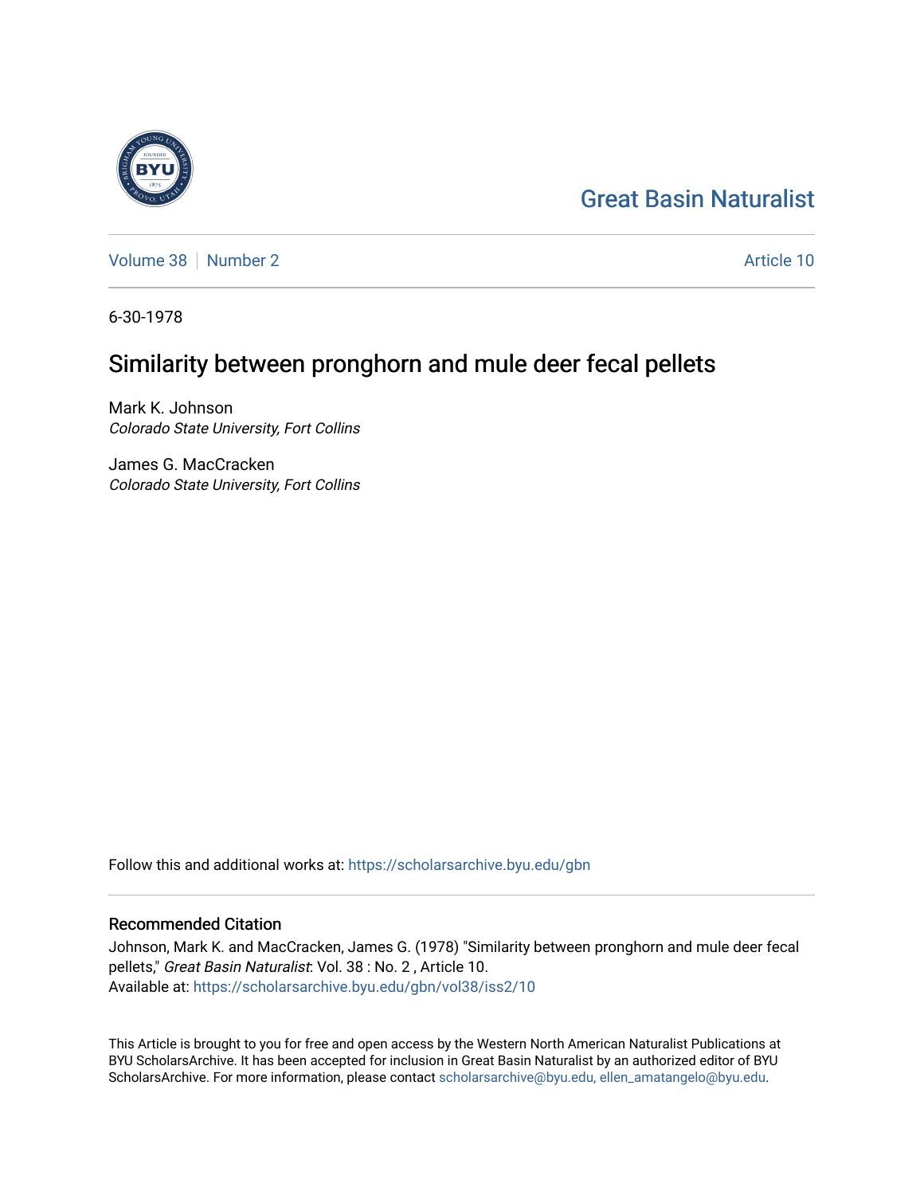Great Basin Naturalist

Volume 38 | Number 2 | Article 10

6-30-1978

# Similarity between pronghorn and mule deer fecal pellets

Mark K. Johnson
*Colorado State University, Fort Collins*

James G. MacCracken
*Colorado State University, Fort Collins*

Follow this and additional works at: https://scholarsarchive.byu.edu/gbn

## Recommended Citation

Johnson, Mark K. and MacCracken, James G. (1978) "Similarity between pronghorn and mule deer fecal pellets," *Great Basin Naturalist*: Vol. 38 : No. 2 , Article 10.
Available at: https://scholarsarchive.byu.edu/gbn/vol38/iss2/10

This Article is brought to you for free and open access by the Western North American Naturalist Publications at BYU ScholarsArchive. It has been accepted for inclusion in Great Basin Naturalist by an authorized editor of BYU ScholarsArchive. For more information, please contact scholarsarchive@byu.edu, ellen_amatangelo@byu.edu.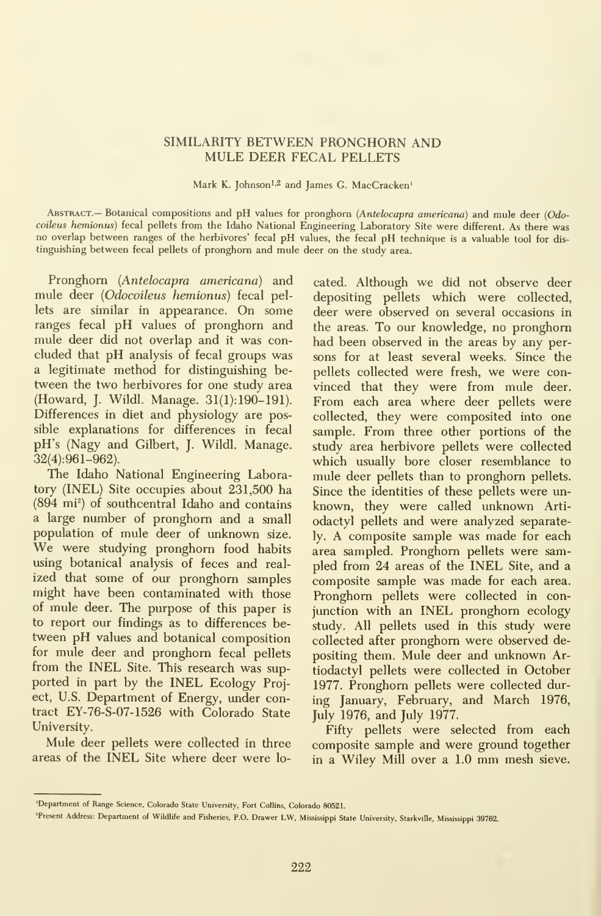# SIMILARITY BETWEEN PRONGHORN AND MULE DEER FECAL PELLETS

Mark K. Johnson[1,2] and James G. MacCracken[1]

ABSTRACT.— Botanical compositions and pH values for pronghorn (*Antelocapra americana*) and mule deer (*Odocoileus hemionus*) fecal pellets from the Idaho National Engineering Laboratory Site were different. As there was no overlap between ranges of the herbivores' fecal pH values, the fecal pH technique is a valuable tool for distinguishing between fecal pellets of pronghorn and mule deer on the study area.

Pronghorn (*Antelocapra americana*) and mule deer (*Odocoileus hemionus*) fecal pellets are similar in appearance. On some ranges fecal pH values of pronghorn and mule deer did not overlap and it was concluded that pH analysis of fecal groups was a legitimate method for distinguishing between the two herbivores for one study area (Howard, J. Wildl. Manage. 31(1):190–191). Differences in diet and physiology are possible explanations for differences in fecal pH's (Nagy and Gilbert, J. Wildl. Manage. 32(4):961–962).

The Idaho National Engineering Laboratory (INEL) Site occupies about 231,500 ha (894 mi$^2$) of southcentral Idaho and contains a large number of pronghorn and a small population of mule deer of unknown size. We were studying pronghorn food habits using botanical analysis of feces and realized that some of our pronghorn samples might have been contaminated with those of mule deer. The purpose of this paper is to report our findings as to differences between pH values and botanical composition for mule deer and pronghorn fecal pellets from the INEL Site. This research was supported in part by the INEL Ecology Project, U.S. Department of Energy, under contract EY-76-S-07-1526 with Colorado State University.

Mule deer pellets were collected in three areas of the INEL Site where deer were located. Although we did not observe deer depositing pellets which were collected, deer were observed on several occasions in the areas. To our knowledge, no pronghorn had been observed in the areas by any persons for at least several weeks. Since the pellets collected were fresh, we were convinced that they were from mule deer. From each area where deer pellets were collected, they were composited into one sample. From three other portions of the study area herbivore pellets were collected which usually bore closer resemblance to mule deer pellets than to pronghorn pellets. Since the identities of these pellets were unknown, they were called unknown Artiodactyl pellets and were analyzed separately. A composite sample was made for each area sampled. Pronghorn pellets were sampled from 24 areas of the INEL Site, and a composite sample was made for each area. Pronghorn pellets were collected in conjunction with an INEL pronghorn ecology study. All pellets used in this study were collected after pronghorn were observed depositing them. Mule deer and unknown Artiodactyl pellets were collected in October 1977. Pronghorn pellets were collected during January, February, and March 1976, July 1976, and July 1977.

Fifty pellets were selected from each composite sample and were ground together in a Wiley Mill over a 1.0 mm mesh sieve.

---

[1]Department of Range Science, Colorado State University, Fort Collins, Colorado 80521.

[2]Present Address: Department of Wildlife and Fisheries, P.O. Drawer LW, Mississippi State University, Starkville, Mississippi 39762.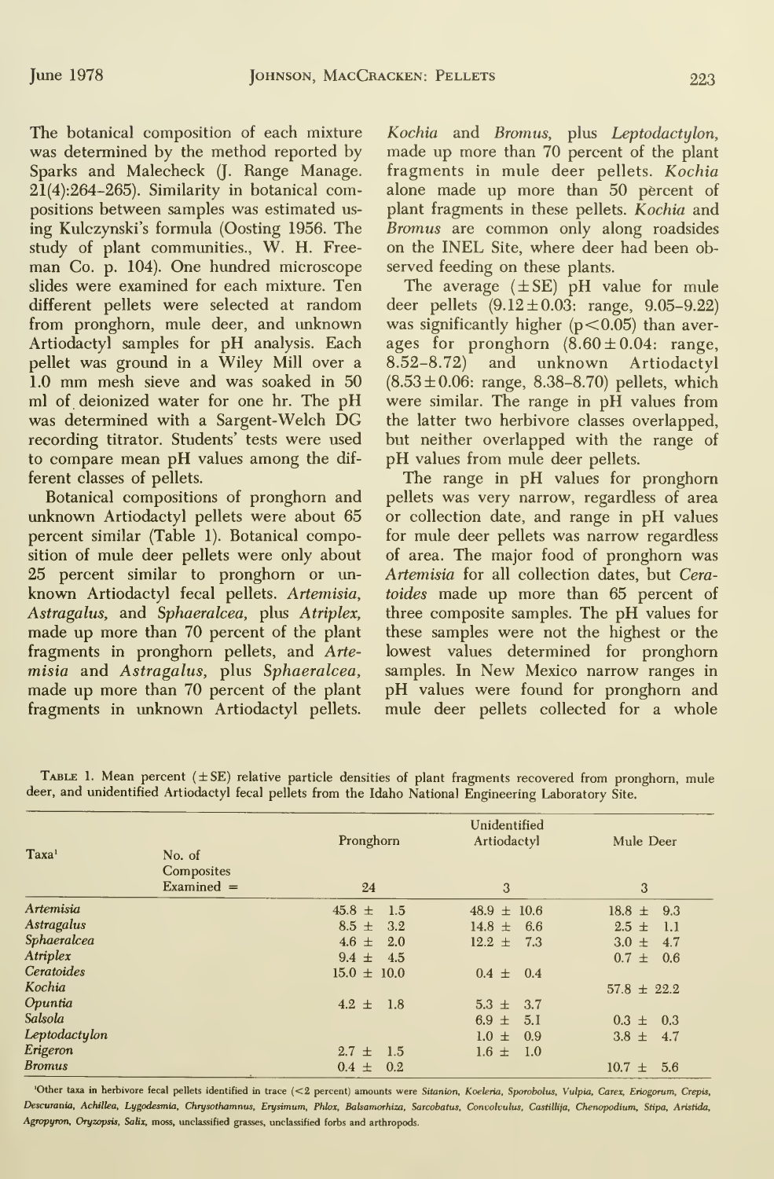The botanical composition of each mixture was determined by the method reported by Sparks and Malecheck (J. Range Manage. 21(4):264–265). Similarity in botanical compositions between samples was estimated using Kulczynski's formula (Oosting 1956. The study of plant communities., W. H. Freeman Co. p. 104). One hundred microscope slides were examined for each mixture. Ten different pellets were selected at random from pronghorn, mule deer, and unknown Artiodactyl samples for pH analysis. Each pellet was ground in a Wiley Mill over a 1.0 mm mesh sieve and was soaked in 50 ml of deionized water for one hr. The pH was determined with a Sargent-Welch DG recording titrator. Students' tests were used to compare mean pH values among the different classes of pellets.

Botanical compositions of pronghorn and unknown Artiodactyl pellets were about 65 percent similar (Table 1). Botanical composition of mule deer pellets was only about 25 percent similar to pronghorn or unknown Artiodactyl fecal pellets. *Artemisia*, *Astragalus*, and *Sphaeralcea*, plus *Atriplex*, made up more than 70 percent of the plant fragments in pronghorn pellets, and *Artemisia* and *Astragalus*, plus *Sphaeralcea*, made up more than 70 percent of the plant fragments in unknown Artiodactyl pellets. *Kochia* and *Bromus*, plus *Leptodactylon*, made up more than 70 percent of the plant fragments in mule deer pellets. *Kochia* alone made up more than 50 percent of plant fragments in these pellets. *Kochia* and *Bromus* are common only along roadsides on the INEL Site, where deer had been observed feeding on these plants.

The average ($\pm$SE) pH value for mule deer pellets ($9.12 \pm 0.03$: range, 9.05–9.22) was significantly higher ($p < 0.05$) than averages for pronghorn ($8.60 \pm 0.04$: range, 8.52–8.72) and unknown Artiodactyl ($8.53 \pm 0.06$: range, 8.38–8.70) pellets, which were similar. The range in pH values from the latter two herbivore classes overlapped, but neither overlapped with the range of pH values from mule deer pellets.

The range in pH values for pronghorn pellets was very narrow, regardless of area or collection date, and range in pH values for mule deer pellets was narrow regardless of area. The major food of pronghorn was *Artemisia* for all collection dates, but *Ceratoides* made up more than 65 percent of three composite samples. The pH values for these samples were not the highest or the lowest values determined for pronghorn samples. In New Mexico narrow ranges in pH values were found for pronghorn and mule deer pellets collected for a whole

Table 1. Mean percent ($\pm$SE) relative particle densities of plant fragments recovered from pronghorn, mule deer, and unidentified Artiodactyl fecal pellets from the Idaho National Engineering Laboratory Site.

| Taxa[1] | | Pronghorn | Unidentified Artiodactyl | Mule Deer |
|---|---|---|---|---|
| | No. of Composites Examined = | 24 | 3 | 3 |
| *Artemisia* | | 45.8 ± 1.5 | 48.9 ± 10.6 | 18.8 ± 9.3 |
| *Astragalus* | | 8.5 ± 3.2 | 14.8 ± 6.6 | 2.5 ± 1.1 |
| *Sphaeralcea* | | 4.6 ± 2.0 | 12.2 ± 7.3 | 3.0 ± 4.7 |
| *Atriplex* | | 9.4 ± 4.5 | | 0.7 ± 0.6 |
| *Ceratoides* | | 15.0 ± 10.0 | 0.4 ± 0.4 | |
| *Kochia* | | | | 57.8 ± 22.2 |
| *Opuntia* | | 4.2 ± 1.8 | 5.3 ± 3.7 | |
| *Salsola* | | | 6.9 ± 5.1 | 0.3 ± 0.3 |
| *Leptodactylon* | | | 1.0 ± 0.9 | 3.8 ± 4.7 |
| *Erigeron* | | 2.7 ± 1.5 | 1.6 ± 1.0 | |
| *Bromus* | | 0.4 ± 0.2 | | 10.7 ± 5.6 |

[1]Other taxa in herbivore fecal pellets identified in trace (<2 percent) amounts were *Sitanion, Koeleria, Sporobolus, Vulpia, Carex, Eriogonum, Crepis, Descurania, Achillea, Lygodesmia, Chrysothamnus, Erysimum, Phlox, Balsamorhiza, Sarcobatus, Convolvulus, Castillija, Chenopodium, Stipa, Aristida, Agropyron, Oryzopsis, Salix*, moss, unclassified grasses, unclassified forbs and arthropods.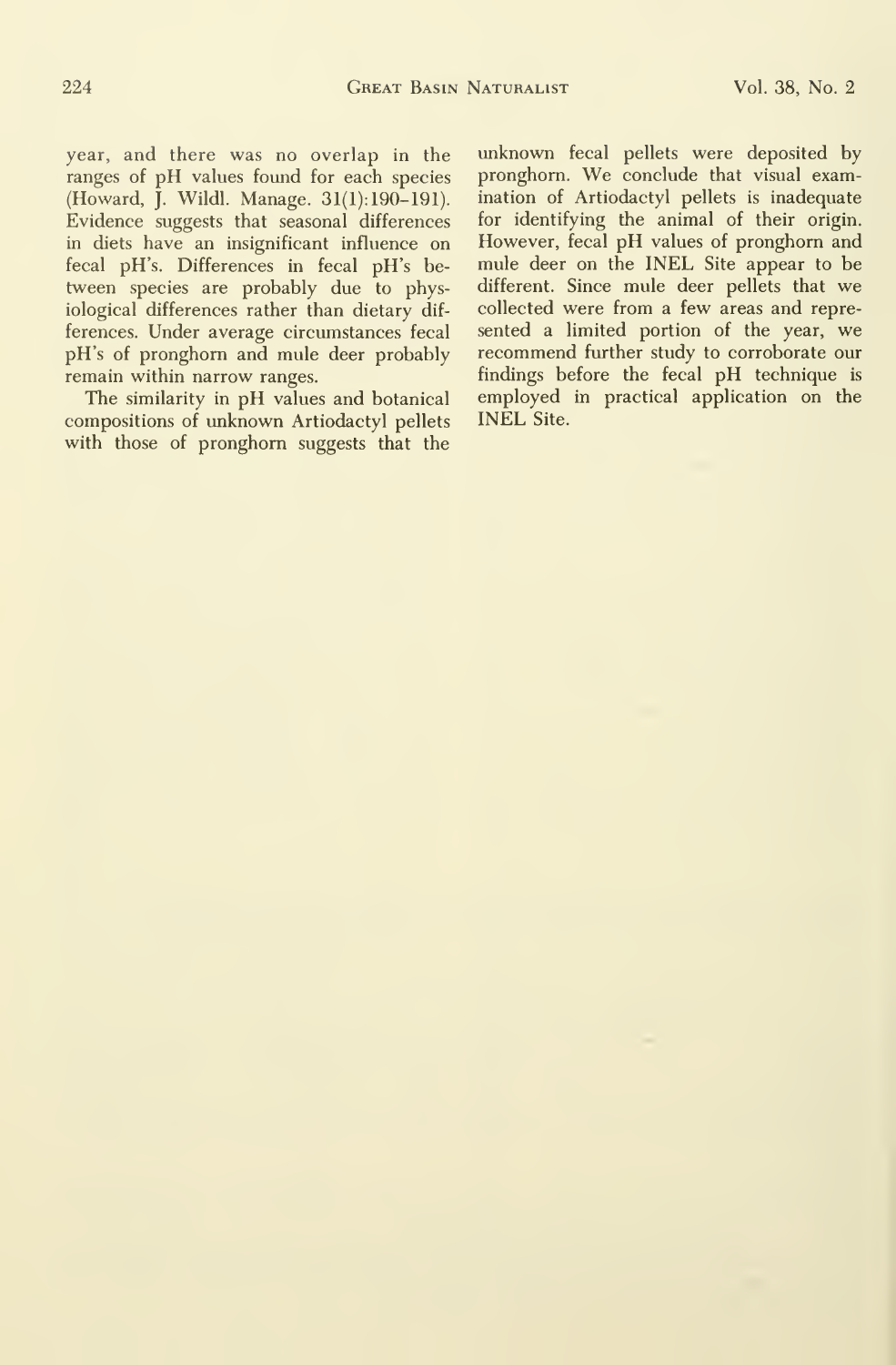year, and there was no overlap in the ranges of pH values found for each species (Howard, J. Wildl. Manage. 31(1):190–191). Evidence suggests that seasonal differences in diets have an insignificant influence on fecal pH's. Differences in fecal pH's between species are probably due to physiological differences rather than dietary differences. Under average circumstances fecal pH's of pronghorn and mule deer probably remain within narrow ranges.

The similarity in pH values and botanical compositions of unknown Artiodactyl pellets with those of pronghorn suggests that the unknown fecal pellets were deposited by pronghorn. We conclude that visual examination of Artiodactyl pellets is inadequate for identifying the animal of their origin. However, fecal pH values of pronghorn and mule deer on the INEL Site appear to be different. Since mule deer pellets that we collected were from a few areas and represented a limited portion of the year, we recommend further study to corroborate our findings before the fecal pH technique is employed in practical application on the INEL Site.